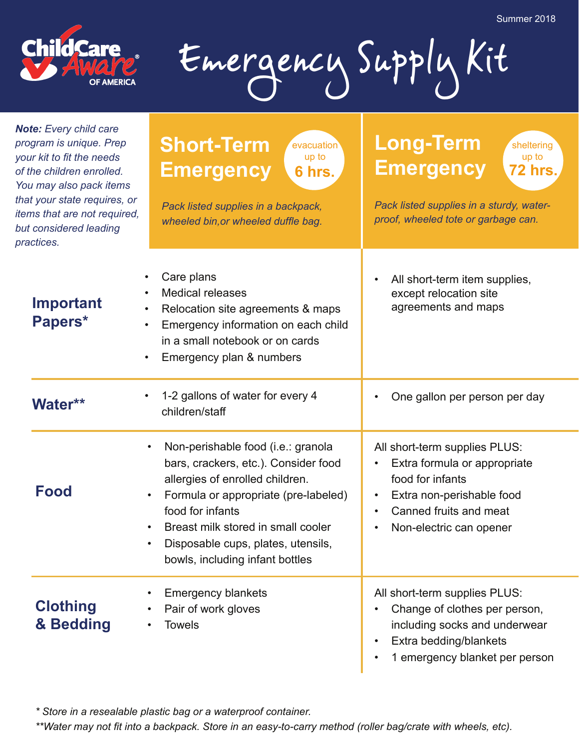Summer 2018

ChildCare Aware® OF AMERICA

# Emergency Supply Kit

***Note:** Every child care program is unique. Prep your kit to fit the needs of the children enrolled. You may also pack items that your state requires, or items that are not required, but considered leading practices.*

| | **Short-Term Emergency** (evacuation up to **6 hrs.**)<br>*Pack listed supplies in a backpack, wheeled bin,or wheeled duffle bag.* | **Long-Term Emergency** (sheltering up to **72 hrs.**)<br>*Pack listed supplies in a sturdy, water-proof, wheeled tote or garbage can.* |
|---|---|---|
| **Important Papers*** | • Care plans<br>• Medical releases<br>• Relocation site agreements & maps<br>• Emergency information on each child in a small notebook or on cards<br>• Emergency plan & numbers | • All short-term item supplies, except relocation site agreements and maps |
| **Water**** | • 1-2 gallons of water for every 4 children/staff | • One gallon per person per day |
| **Food** | • Non-perishable food (i.e.: granola bars, crackers, etc.). Consider food allergies of enrolled children.<br>• Formula or appropriate (pre-labeled) food for infants<br>• Breast milk stored in small cooler<br>• Disposable cups, plates, utensils, bowls, including infant bottles | All short-term supplies PLUS:<br>• Extra formula or appropriate food for infants<br>• Extra non-perishable food<br>• Canned fruits and meat<br>• Non-electric can opener |
| **Clothing & Bedding** | • Emergency blankets<br>• Pair of work gloves<br>• Towels | All short-term supplies PLUS:<br>• Change of clothes per person, including socks and underwear<br>• Extra bedding/blankets<br>• 1 emergency blanket per person |

*\* Store in a resealable plastic bag or a waterproof container.*

*\*\*Water may not fit into a backpack. Store in an easy-to-carry method (roller bag/crate with wheels, etc).*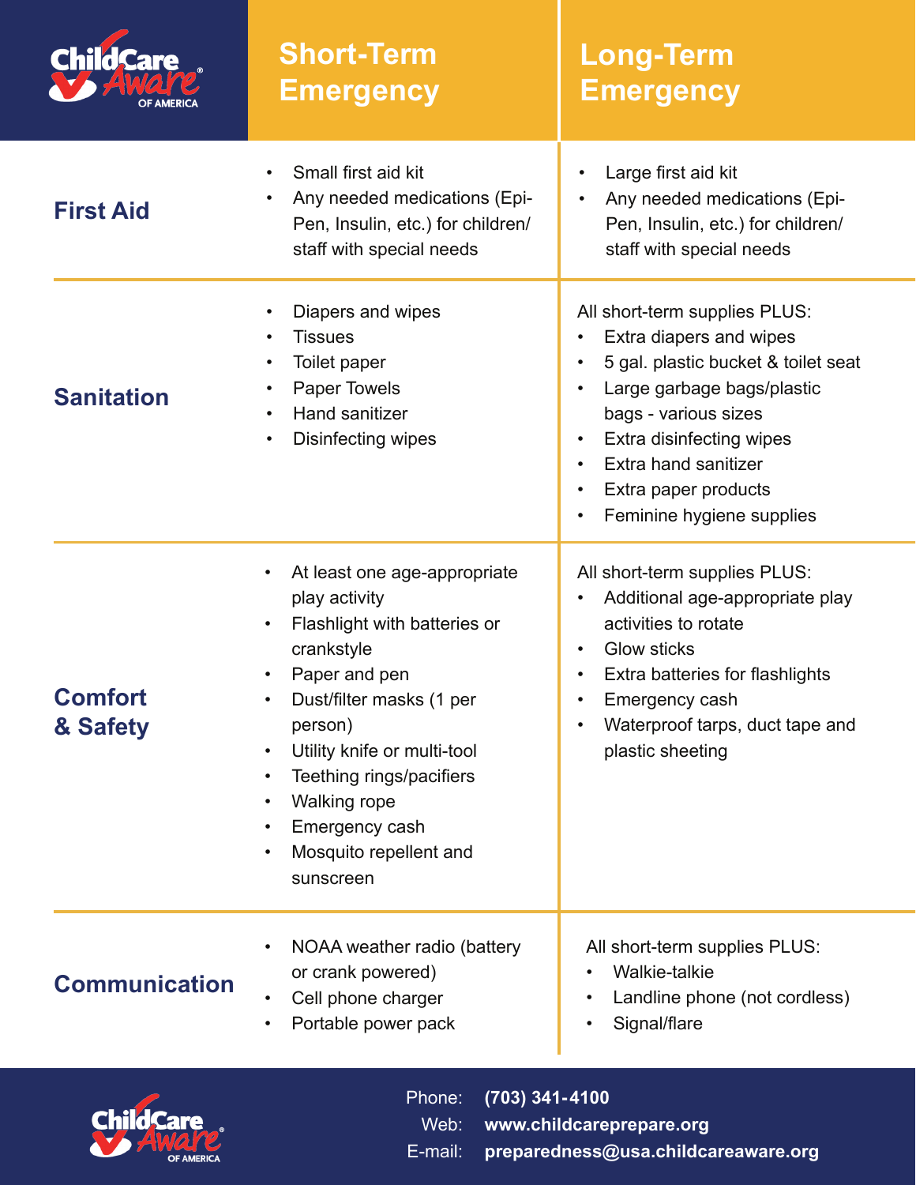| | Short-Term Emergency | Long-Term Emergency |
|---|---|---|
| **First Aid** | • Small first aid kit<br>• Any needed medications (Epi-Pen, Insulin, etc.) for children/ staff with special needs | • Large first aid kit<br>• Any needed medications (Epi-Pen, Insulin, etc.) for children/ staff with special needs |
| **Sanitation** | • Diapers and wipes<br>• Tissues<br>• Toilet paper<br>• Paper Towels<br>• Hand sanitizer<br>• Disinfecting wipes | All short-term supplies PLUS:<br>• Extra diapers and wipes<br>• 5 gal. plastic bucket & toilet seat<br>• Large garbage bags/plastic bags - various sizes<br>• Extra disinfecting wipes<br>• Extra hand sanitizer<br>• Extra paper products<br>• Feminine hygiene supplies |
| **Comfort & Safety** | • At least one age-appropriate play activity<br>• Flashlight with batteries or crankstyle<br>• Paper and pen<br>• Dust/filter masks (1 per person)<br>• Utility knife or multi-tool<br>• Teething rings/pacifiers<br>• Walking rope<br>• Emergency cash<br>• Mosquito repellent and sunscreen | All short-term supplies PLUS:<br>• Additional age-appropriate play activities to rotate<br>• Glow sticks<br>• Extra batteries for flashlights<br>• Emergency cash<br>• Waterproof tarps, duct tape and plastic sheeting |
| **Communication** | • NOAA weather radio (battery or crank powered)<br>• Cell phone charger<br>• Portable power pack | All short-term supplies PLUS:<br>• Walkie-talkie<br>• Landline phone (not cordless)<br>• Signal/flare |

Child Care Aware of America

Phone: **(703) 341-4100**
Web: **www.childcareprepare.org**
E-mail: **preparedness@usa.childcareaware.org**